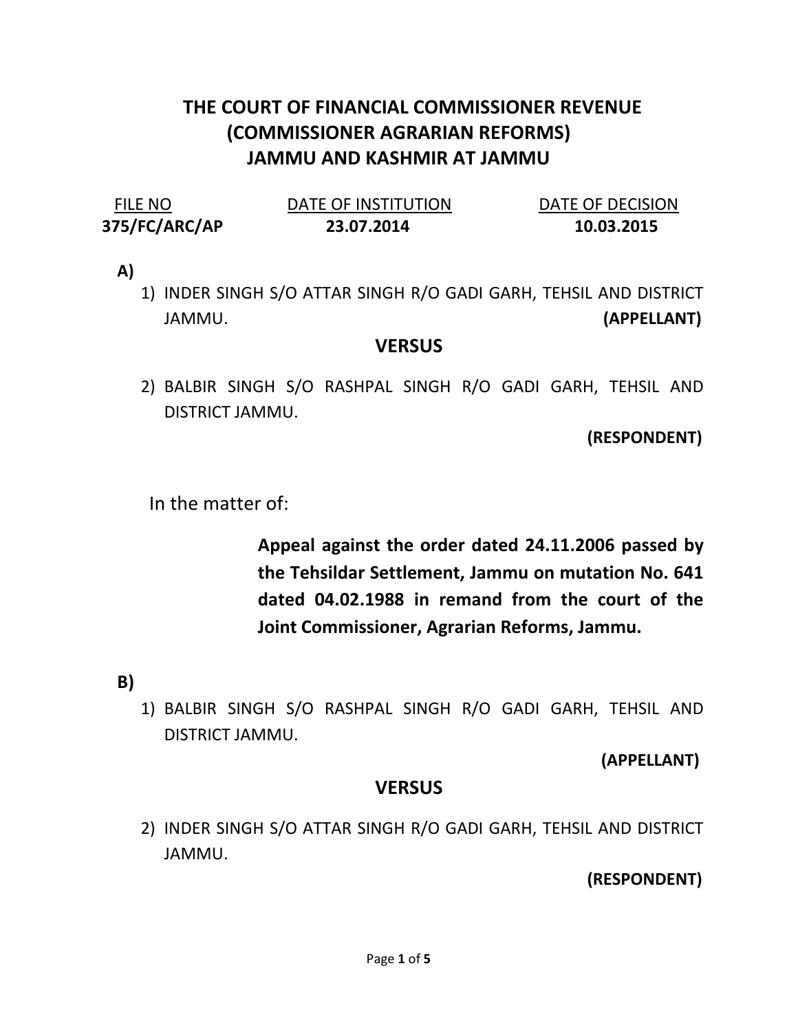# THE COURT OF FINANCIAL COMMISSIONER REVENUE (COMMISSIONER AGRARIAN REFORMS) JAMMU AND KASHMIR AT JAMMU

| FILE NO | DATE OF INSTITUTION | DATE OF DECISION |
|---|---|---|
| **375/FC/ARC/AP** | **23.07.2014** | **10.03.2015** |

**A)**

1) INDER SINGH S/O ATTAR SINGH R/O GADI GARH, TEHSIL AND DISTRICT JAMMU. **(APPELLANT)**

**VERSUS**

2) BALBIR SINGH S/O RASHPAL SINGH R/O GADI GARH, TEHSIL AND DISTRICT JAMMU.

**(RESPONDENT)**

In the matter of:

**Appeal against the order dated 24.11.2006 passed by the Tehsildar Settlement, Jammu on mutation No. 641 dated 04.02.1988 in remand from the court of the Joint Commissioner, Agrarian Reforms, Jammu.**

**B)**

1) BALBIR SINGH S/O RASHPAL SINGH R/O GADI GARH, TEHSIL AND DISTRICT JAMMU.

**(APPELLANT)**

**VERSUS**

2) INDER SINGH S/O ATTAR SINGH R/O GADI GARH, TEHSIL AND DISTRICT JAMMU.

**(RESPONDENT)**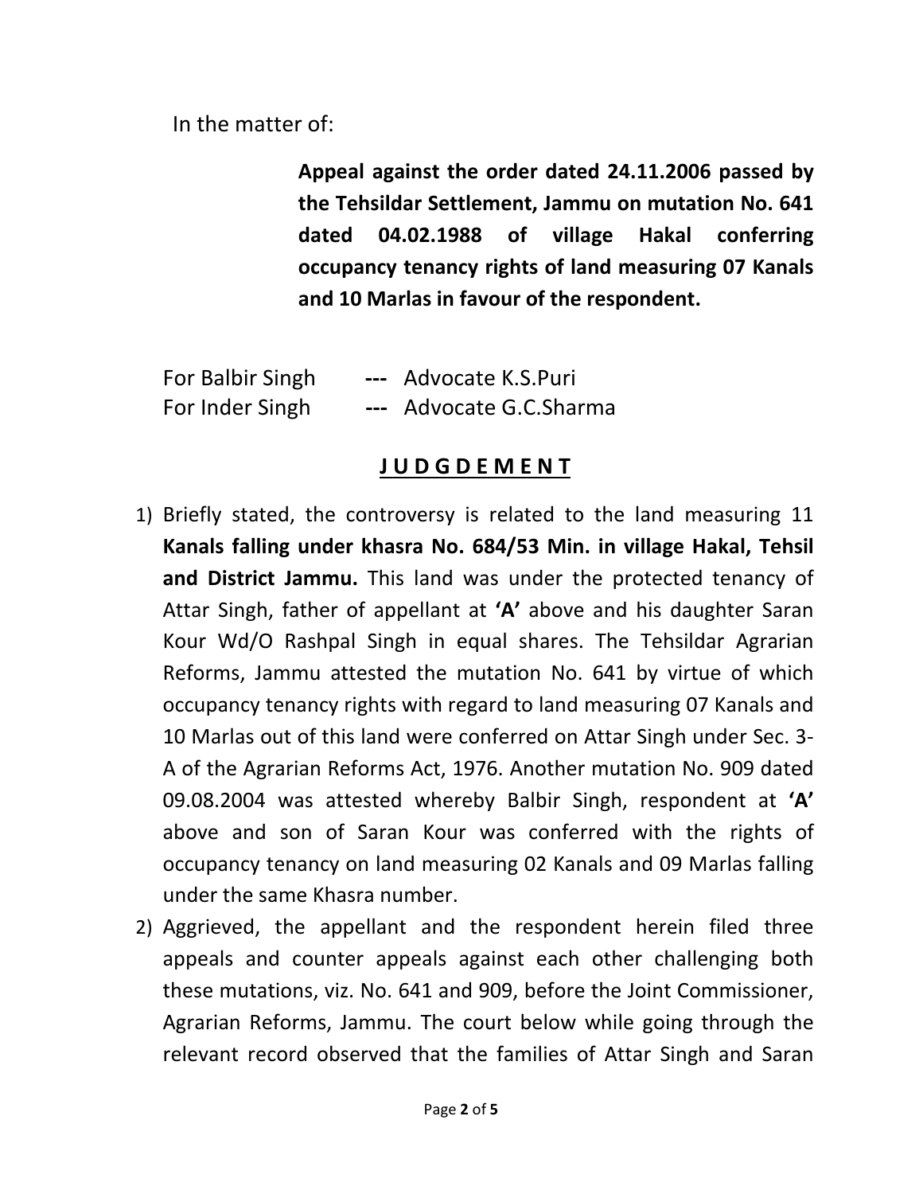In the matter of:

**Appeal against the order dated 24.11.2006 passed by the Tehsildar Settlement, Jammu on mutation No. 641 dated 04.02.1988 of village Hakal conferring occupancy tenancy rights of land measuring 07 Kanals and 10 Marlas in favour of the respondent.**

For Balbir Singh **---** Advocate K.S.Puri
For Inder Singh **---** Advocate G.C.Sharma

## J U D G D E M E N T

1) Briefly stated, the controversy is related to the land measuring 11 **Kanals falling under khasra No. 684/53 Min. in village Hakal, Tehsil and District Jammu.** This land was under the protected tenancy of Attar Singh, father of appellant at **'A'** above and his daughter Saran Kour Wd/O Rashpal Singh in equal shares. The Tehsildar Agrarian Reforms, Jammu attested the mutation No. 641 by virtue of which occupancy tenancy rights with regard to land measuring 07 Kanals and 10 Marlas out of this land were conferred on Attar Singh under Sec. 3-A of the Agrarian Reforms Act, 1976. Another mutation No. 909 dated 09.08.2004 was attested whereby Balbir Singh, respondent at **'A'** above and son of Saran Kour was conferred with the rights of occupancy tenancy on land measuring 02 Kanals and 09 Marlas falling under the same Khasra number.
2) Aggrieved, the appellant and the respondent herein filed three appeals and counter appeals against each other challenging both these mutations, viz. No. 641 and 909, before the Joint Commissioner, Agrarian Reforms, Jammu. The court below while going through the relevant record observed that the families of Attar Singh and Saran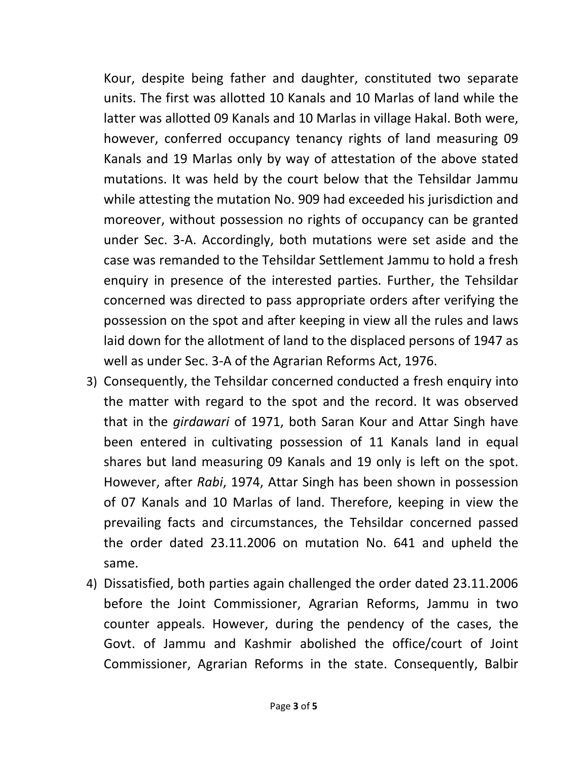Kour, despite being father and daughter, constituted two separate units. The first was allotted 10 Kanals and 10 Marlas of land while the latter was allotted 09 Kanals and 10 Marlas in village Hakal. Both were, however, conferred occupancy tenancy rights of land measuring 09 Kanals and 19 Marlas only by way of attestation of the above stated mutations. It was held by the court below that the Tehsildar Jammu while attesting the mutation No. 909 had exceeded his jurisdiction and moreover, without possession no rights of occupancy can be granted under Sec. 3-A. Accordingly, both mutations were set aside and the case was remanded to the Tehsildar Settlement Jammu to hold a fresh enquiry in presence of the interested parties. Further, the Tehsildar concerned was directed to pass appropriate orders after verifying the possession on the spot and after keeping in view all the rules and laws laid down for the allotment of land to the displaced persons of 1947 as well as under Sec. 3-A of the Agrarian Reforms Act, 1976.

3) Consequently, the Tehsildar concerned conducted a fresh enquiry into the matter with regard to the spot and the record. It was observed that in the *girdawari* of 1971, both Saran Kour and Attar Singh have been entered in cultivating possession of 11 Kanals land in equal shares but land measuring 09 Kanals and 19 only is left on the spot. However, after *Rabi*, 1974, Attar Singh has been shown in possession of 07 Kanals and 10 Marlas of land. Therefore, keeping in view the prevailing facts and circumstances, the Tehsildar concerned passed the order dated 23.11.2006 on mutation No. 641 and upheld the same.

4) Dissatisfied, both parties again challenged the order dated 23.11.2006 before the Joint Commissioner, Agrarian Reforms, Jammu in two counter appeals. However, during the pendency of the cases, the Govt. of Jammu and Kashmir abolished the office/court of Joint Commissioner, Agrarian Reforms in the state. Consequently, Balbir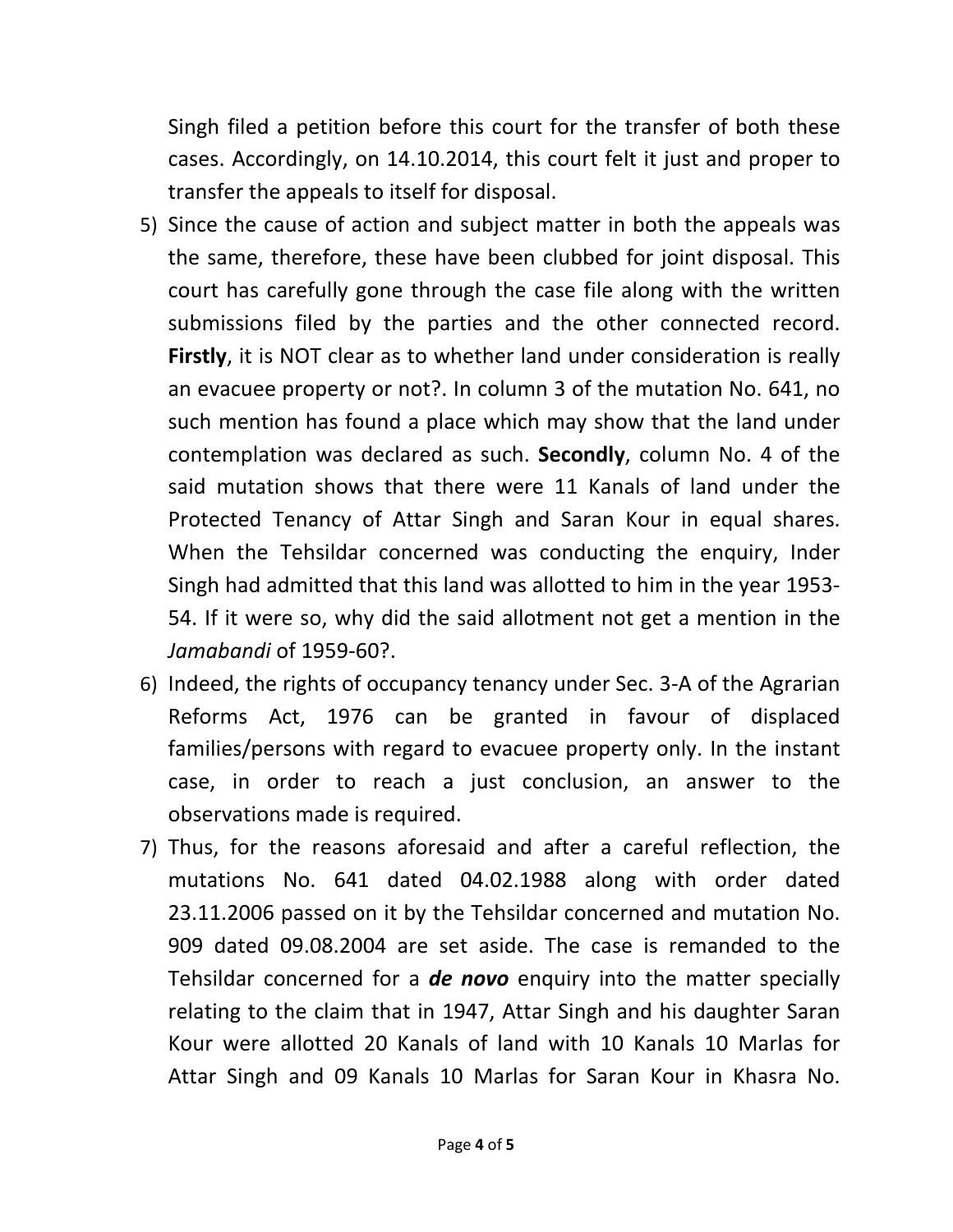Singh filed a petition before this court for the transfer of both these cases. Accordingly, on 14.10.2014, this court felt it just and proper to transfer the appeals to itself for disposal.

5) Since the cause of action and subject matter in both the appeals was the same, therefore, these have been clubbed for joint disposal. This court has carefully gone through the case file along with the written submissions filed by the parties and the other connected record. **Firstly**, it is NOT clear as to whether land under consideration is really an evacuee property or not?. In column 3 of the mutation No. 641, no such mention has found a place which may show that the land under contemplation was declared as such. **Secondly**, column No. 4 of the said mutation shows that there were 11 Kanals of land under the Protected Tenancy of Attar Singh and Saran Kour in equal shares. When the Tehsildar concerned was conducting the enquiry, Inder Singh had admitted that this land was allotted to him in the year 1953-54. If it were so, why did the said allotment not get a mention in the *Jamabandi* of 1959-60?.
6) Indeed, the rights of occupancy tenancy under Sec. 3-A of the Agrarian Reforms Act, 1976 can be granted in favour of displaced families/persons with regard to evacuee property only. In the instant case, in order to reach a just conclusion, an answer to the observations made is required.
7) Thus, for the reasons aforesaid and after a careful reflection, the mutations No. 641 dated 04.02.1988 along with order dated 23.11.2006 passed on it by the Tehsildar concerned and mutation No. 909 dated 09.08.2004 are set aside. The case is remanded to the Tehsildar concerned for a ***de novo*** enquiry into the matter specially relating to the claim that in 1947, Attar Singh and his daughter Saran Kour were allotted 20 Kanals of land with 10 Kanals 10 Marlas for Attar Singh and 09 Kanals 10 Marlas for Saran Kour in Khasra No.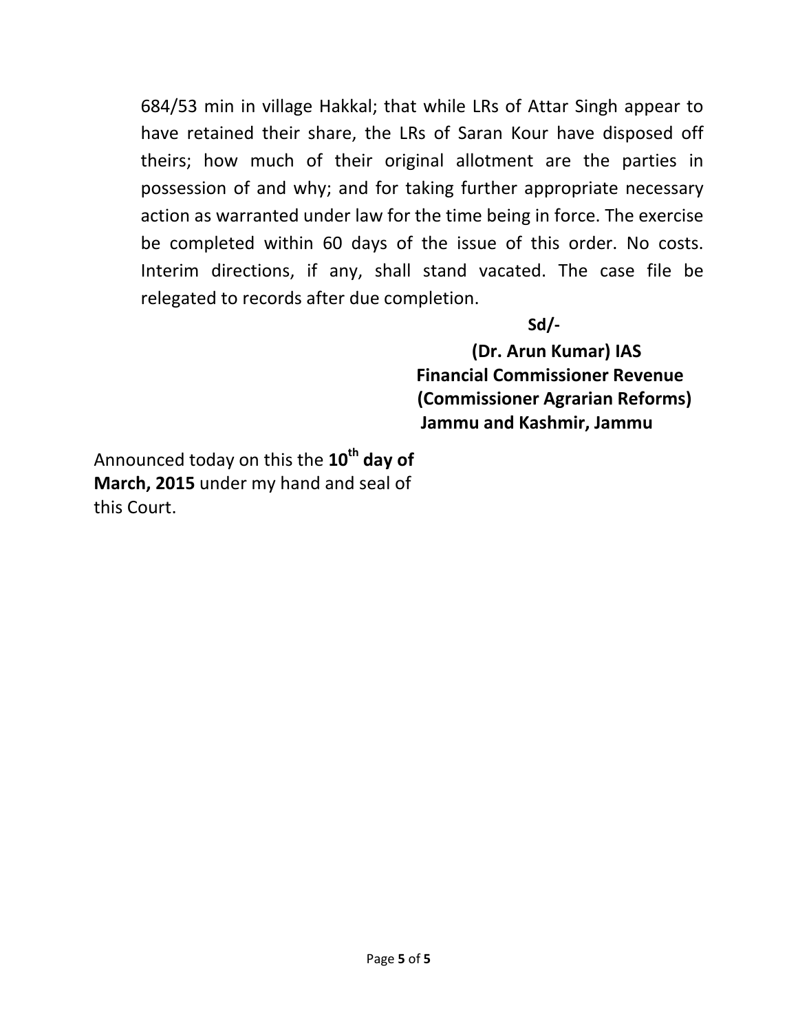684/53 min in village Hakkal; that while LRs of Attar Singh appear to have retained their share, the LRs of Saran Kour have disposed off theirs; how much of their original allotment are the parties in possession of and why; and for taking further appropriate necessary action as warranted under law for the time being in force. The exercise be completed within 60 days of the issue of this order. No costs. Interim directions, if any, shall stand vacated. The case file be relegated to records after due completion.

**Sd/-**

**(Dr. Arun Kumar) IAS**
**Financial Commissioner Revenue**
**(Commissioner Agrarian Reforms)**
**Jammu and Kashmir, Jammu**

Announced today on this the **10th day of March, 2015** under my hand and seal of this Court.